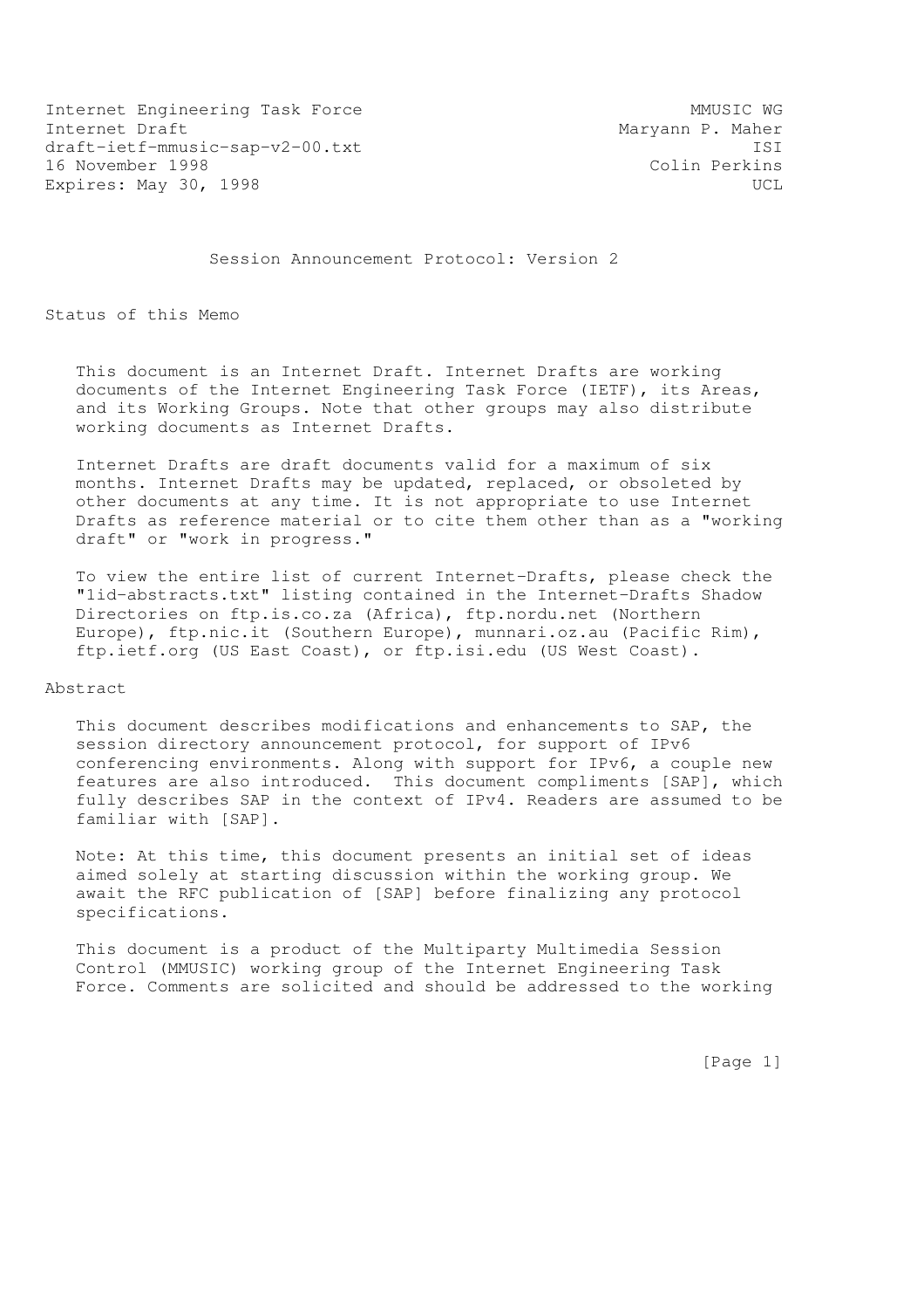Internet Engineering Task Force MMUSIC WG
Internet Draft Maryann P. Maher
draft-ietf-mmusic-sap-v2-00.txt ISI
16 November 1998 Colin Perkins
Expires: May 30, 1998 UCL

# Session Announcement Protocol: Version 2

## Status of this Memo

This document is an Internet Draft. Internet Drafts are working documents of the Internet Engineering Task Force (IETF), its Areas, and its Working Groups. Note that other groups may also distribute working documents as Internet Drafts.

Internet Drafts are draft documents valid for a maximum of six months. Internet Drafts may be updated, replaced, or obsoleted by other documents at any time. It is not appropriate to use Internet Drafts as reference material or to cite them other than as a "working draft" or "work in progress."

To view the entire list of current Internet-Drafts, please check the "1id-abstracts.txt" listing contained in the Internet-Drafts Shadow Directories on ftp.is.co.za (Africa), ftp.nordu.net (Northern Europe), ftp.nic.it (Southern Europe), munnari.oz.au (Pacific Rim), ftp.ietf.org (US East Coast), or ftp.isi.edu (US West Coast).

## Abstract

This document describes modifications and enhancements to SAP, the session directory announcement protocol, for support of IPv6 conferencing environments. Along with support for IPv6, a couple new features are also introduced. This document compliments [SAP], which fully describes SAP in the context of IPv4. Readers are assumed to be familiar with [SAP].

Note: At this time, this document presents an initial set of ideas aimed solely at starting discussion within the working group. We await the RFC publication of [SAP] before finalizing any protocol specifications.

This document is a product of the Multiparty Multimedia Session Control (MMUSIC) working group of the Internet Engineering Task Force. Comments are solicited and should be addressed to the working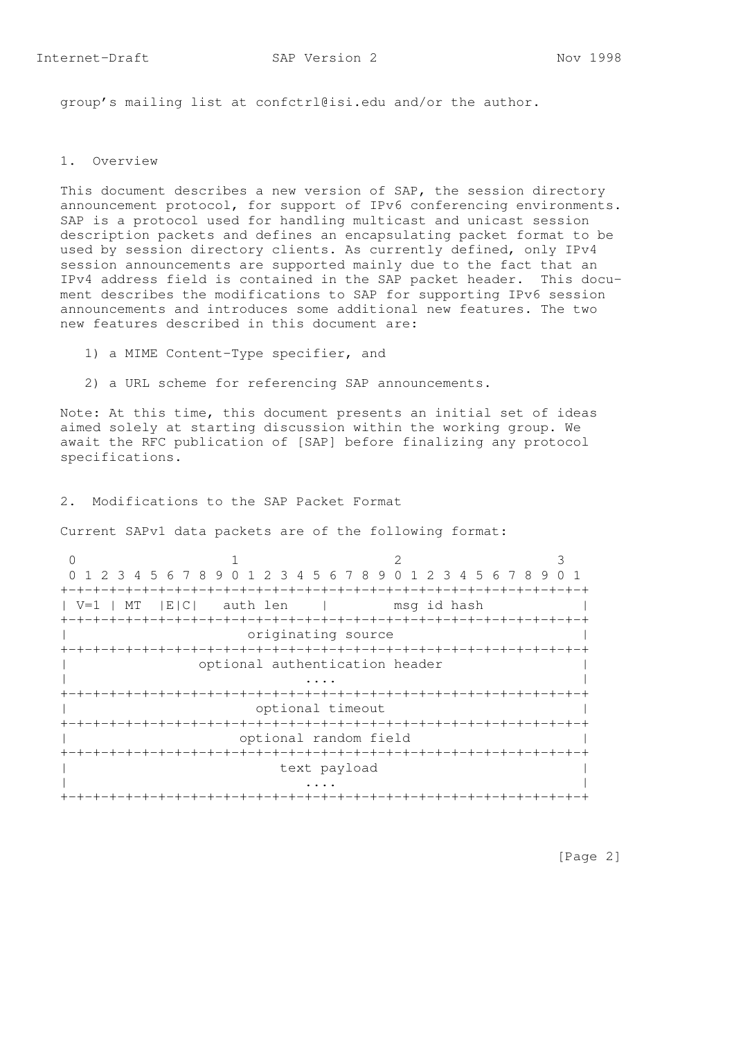group's mailing list at confctrl@isi.edu and/or the author.

## 1. Overview

This document describes a new version of SAP, the session directory announcement protocol, for support of IPv6 conferencing environments. SAP is a protocol used for handling multicast and unicast session description packets and defines an encapsulating packet format to be used by session directory clients. As currently defined, only IPv4 session announcements are supported mainly due to the fact that an IPv4 address field is contained in the SAP packet header. This document describes the modifications to SAP for supporting IPv6 session announcements and introduces some additional new features. The two new features described in this document are:

1) a MIME Content-Type specifier, and

2) a URL scheme for referencing SAP announcements.

Note: At this time, this document presents an initial set of ideas aimed solely at starting discussion within the working group. We await the RFC publication of [SAP] before finalizing any protocol specifications.

## 2. Modifications to the SAP Packet Format

Current SAPv1 data packets are of the following format:

```
 0                   1                   2                   3
 0 1 2 3 4 5 6 7 8 9 0 1 2 3 4 5 6 7 8 9 0 1 2 3 4 5 6 7 8 9 0 1
+-+-+-+-+-+-+-+-+-+-+-+-+-+-+-+-+-+-+-+-+-+-+-+-+-+-+-+-+-+-+-+-+
| V=1 | MT  |E|C|   auth len    |         msg id hash           |
+-+-+-+-+-+-+-+-+-+-+-+-+-+-+-+-+-+-+-+-+-+-+-+-+-+-+-+-+-+-+-+-+
|                       originating source                      |
+-+-+-+-+-+-+-+-+-+-+-+-+-+-+-+-+-+-+-+-+-+-+-+-+-+-+-+-+-+-+-+-+
|                 optional authentication header                |
|                               ....                            |
+-+-+-+-+-+-+-+-+-+-+-+-+-+-+-+-+-+-+-+-+-+-+-+-+-+-+-+-+-+-+-+-+
|                        optional timeout                       |
+-+-+-+-+-+-+-+-+-+-+-+-+-+-+-+-+-+-+-+-+-+-+-+-+-+-+-+-+-+-+-+-+
|                      optional random field                    |
+-+-+-+-+-+-+-+-+-+-+-+-+-+-+-+-+-+-+-+-+-+-+-+-+-+-+-+-+-+-+-+-+
|                          text payload                         |
|                               ....                            |
+-+-+-+-+-+-+-+-+-+-+-+-+-+-+-+-+-+-+-+-+-+-+-+-+-+-+-+-+-+-+-+-+
```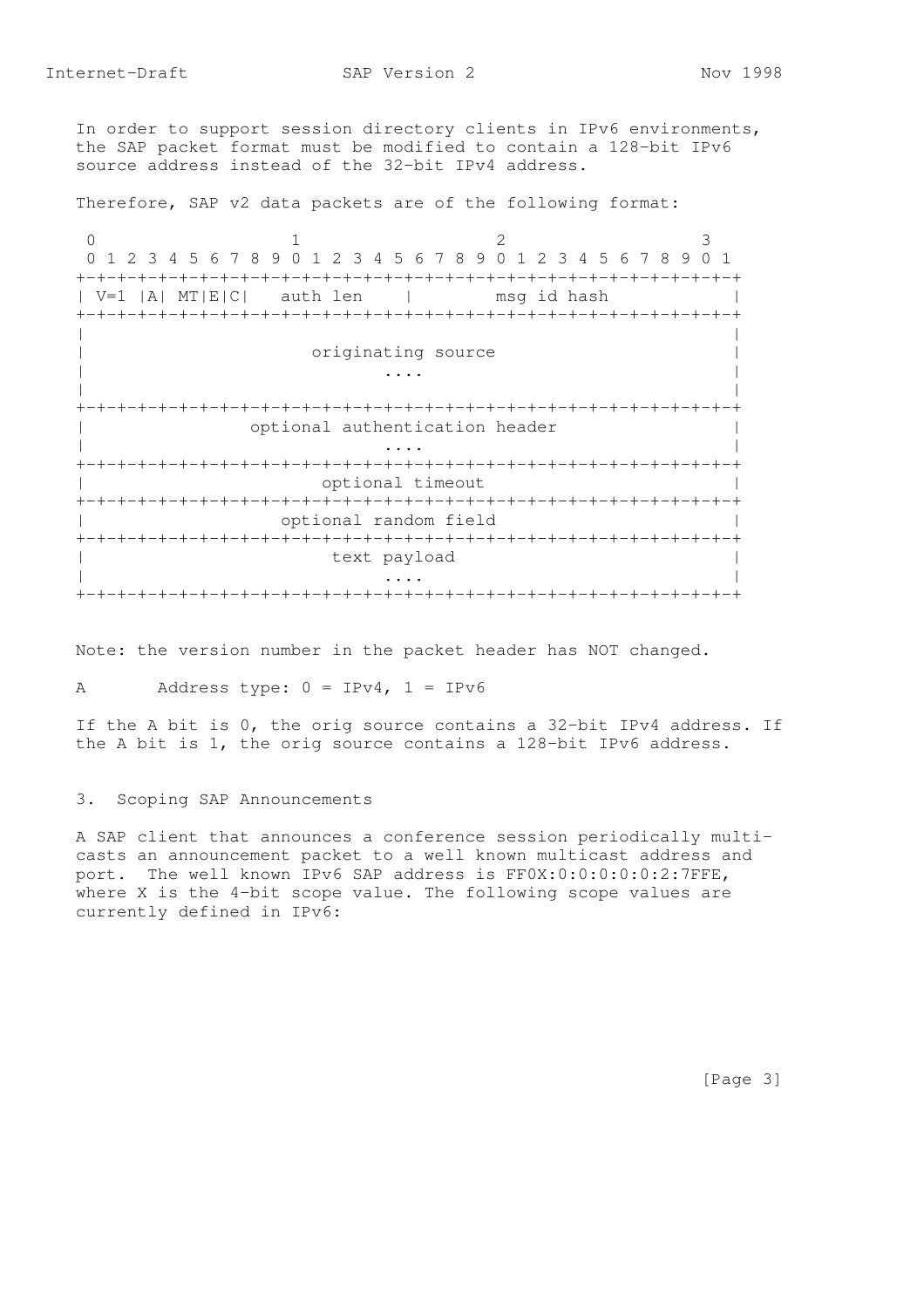In order to support session directory clients in IPv6 environments, the SAP packet format must be modified to contain a 128-bit IPv6 source address instead of the 32-bit IPv4 address.

Therefore, SAP v2 data packets are of the following format:

```
 0                   1                   2                   3
 0 1 2 3 4 5 6 7 8 9 0 1 2 3 4 5 6 7 8 9 0 1 2 3 4 5 6 7 8 9 0 1
+-+-+-+-+-+-+-+-+-+-+-+-+-+-+-+-+-+-+-+-+-+-+-+-+-+-+-+-+-+-+-+-+
| V=1 |A| MT|E|C|   auth len    |         msg id hash           |
+-+-+-+-+-+-+-+-+-+-+-+-+-+-+-+-+-+-+-+-+-+-+-+-+-+-+-+-+-+-+-+-+
|                                                               |
|                       originating source                      |
|                              ....                             |
|                                                               |
+-+-+-+-+-+-+-+-+-+-+-+-+-+-+-+-+-+-+-+-+-+-+-+-+-+-+-+-+-+-+-+-+
|                 optional authentication header                |
|                              ....                             |
+-+-+-+-+-+-+-+-+-+-+-+-+-+-+-+-+-+-+-+-+-+-+-+-+-+-+-+-+-+-+-+-+
|                        optional timeout                       |
+-+-+-+-+-+-+-+-+-+-+-+-+-+-+-+-+-+-+-+-+-+-+-+-+-+-+-+-+-+-+-+-+
|                     optional random field                     |
+-+-+-+-+-+-+-+-+-+-+-+-+-+-+-+-+-+-+-+-+-+-+-+-+-+-+-+-+-+-+-+-+
|                         text payload                          |
|                              ....                             |
+-+-+-+-+-+-+-+-+-+-+-+-+-+-+-+-+-+-+-+-+-+-+-+-+-+-+-+-+-+-+-+-+
```

Note: the version number in the packet header has NOT changed.

A       Address type: 0 = IPv4, 1 = IPv6

If the A bit is 0, the orig source contains a 32-bit IPv4 address. If the A bit is 1, the orig source contains a 128-bit IPv6 address.

## 3. Scoping SAP Announcements

A SAP client that announces a conference session periodically multi-casts an announcement packet to a well known multicast address and port. The well known IPv6 SAP address is FF0X:0:0:0:0:0:2:7FFE, where X is the 4-bit scope value. The following scope values are currently defined in IPv6: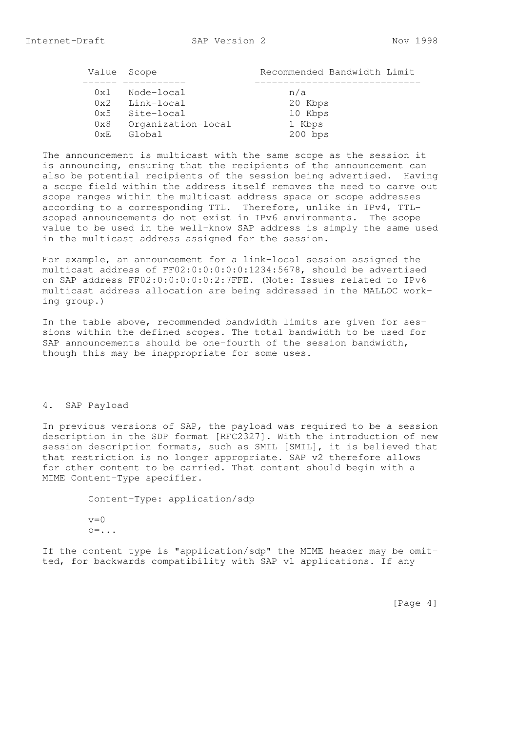| Value | Scope | Recommended Bandwidth Limit |
| --- | --- | --- |
| 0x1 | Node-local | n/a |
| 0x2 | Link-local | 20 Kbps |
| 0x5 | Site-local | 10 Kbps |
| 0x8 | Organization-local | 1 Kbps |
| 0xE | Global | 200 bps |

The announcement is multicast with the same scope as the session it is announcing, ensuring that the recipients of the announcement can also be potential recipients of the session being advertised. Having a scope field within the address itself removes the need to carve out scope ranges within the multicast address space or scope addresses according to a corresponding TTL. Therefore, unlike in IPv4, TTL-scoped announcements do not exist in IPv6 environments. The scope value to be used in the well-know SAP address is simply the same used in the multicast address assigned for the session.

For example, an announcement for a link-local session assigned the multicast address of FF02:0:0:0:0:0:1234:5678, should be advertised on SAP address FF02:0:0:0:0:0:2:7FFE. (Note: Issues related to IPv6 multicast address allocation are being addressed in the MALLOC working group.)

In the table above, recommended bandwidth limits are given for sessions within the defined scopes. The total bandwidth to be used for SAP announcements should be one-fourth of the session bandwidth, though this may be inappropriate for some uses.

## 4. SAP Payload

In previous versions of SAP, the payload was required to be a session description in the SDP format [RFC2327]. With the introduction of new session description formats, such as SMIL [SMIL], it is believed that that restriction is no longer appropriate. SAP v2 therefore allows for other content to be carried. That content should begin with a MIME Content-Type specifier.

```
Content-Type: application/sdp

v=0
o=...
```

If the content type is "application/sdp" the MIME header may be omitted, for backwards compatibility with SAP v1 applications. If any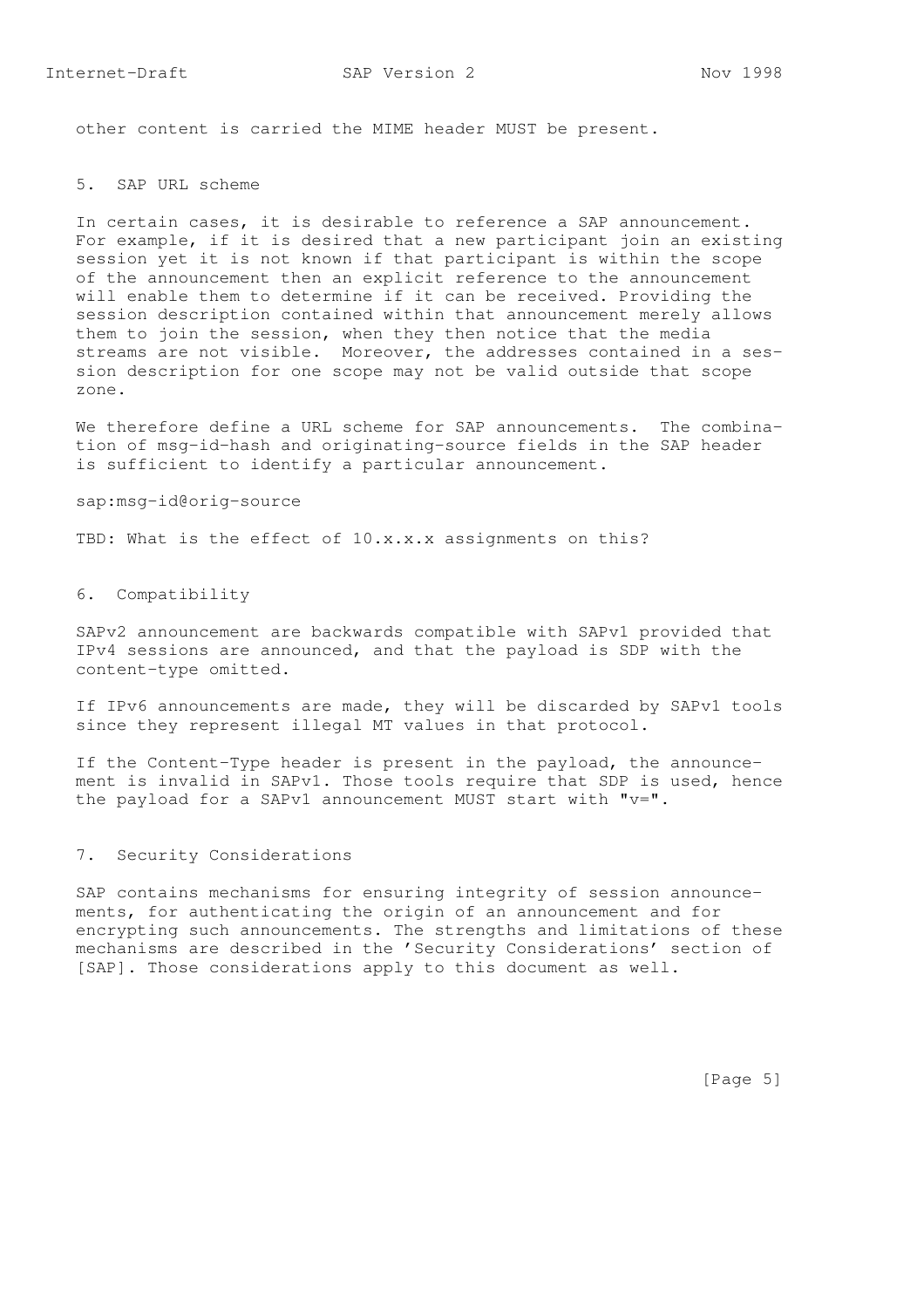other content is carried the MIME header MUST be present.

## 5. SAP URL scheme

In certain cases, it is desirable to reference a SAP announcement. For example, if it is desired that a new participant join an existing session yet it is not known if that participant is within the scope of the announcement then an explicit reference to the announcement will enable them to determine if it can be received. Providing the session description contained within that announcement merely allows them to join the session, when they then notice that the media streams are not visible. Moreover, the addresses contained in a session description for one scope may not be valid outside that scope zone.

We therefore define a URL scheme for SAP announcements. The combination of msg-id-hash and originating-source fields in the SAP header is sufficient to identify a particular announcement.

```
sap:msg-id@orig-source
```

TBD: What is the effect of 10.x.x.x assignments on this?

## 6. Compatibility

SAPv2 announcement are backwards compatible with SAPv1 provided that IPv4 sessions are announced, and that the payload is SDP with the content-type omitted.

If IPv6 announcements are made, they will be discarded by SAPv1 tools since they represent illegal MT values in that protocol.

If the Content-Type header is present in the payload, the announcement is invalid in SAPv1. Those tools require that SDP is used, hence the payload for a SAPv1 announcement MUST start with "v=".

## 7. Security Considerations

SAP contains mechanisms for ensuring integrity of session announcements, for authenticating the origin of an announcement and for encrypting such announcements. The strengths and limitations of these mechanisms are described in the 'Security Considerations' section of [SAP]. Those considerations apply to this document as well.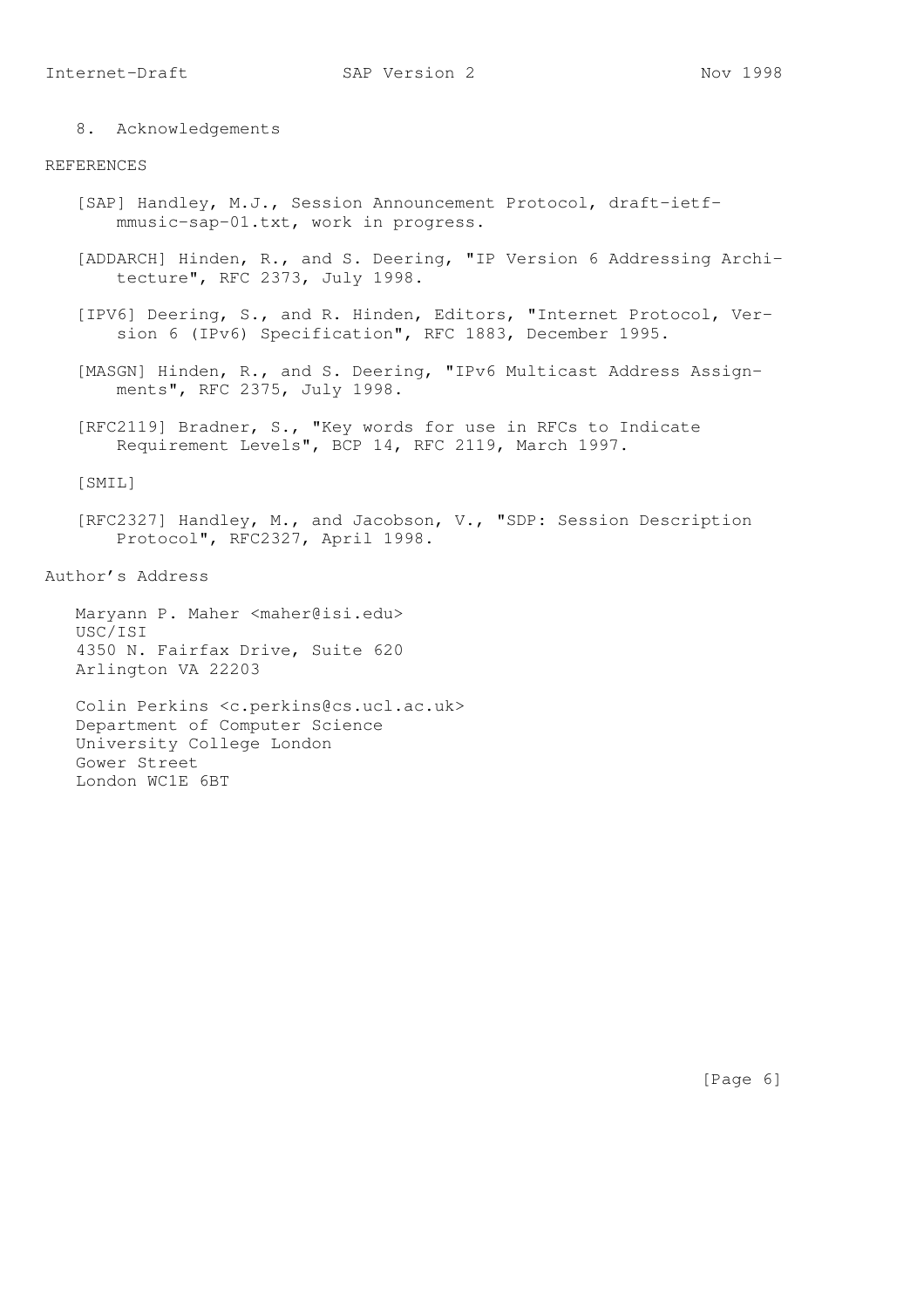## 8. Acknowledgements

## REFERENCES

[SAP] Handley, M.J., Session Announcement Protocol, draft-ietf-mmusic-sap-01.txt, work in progress.

[ADDARCH] Hinden, R., and S. Deering, "IP Version 6 Addressing Architecture", RFC 2373, July 1998.

[IPV6] Deering, S., and R. Hinden, Editors, "Internet Protocol, Version 6 (IPv6) Specification", RFC 1883, December 1995.

[MASGN] Hinden, R., and S. Deering, "IPv6 Multicast Address Assignments", RFC 2375, July 1998.

[RFC2119] Bradner, S., "Key words for use in RFCs to Indicate Requirement Levels", BCP 14, RFC 2119, March 1997.

[SMIL]

[RFC2327] Handley, M., and Jacobson, V., "SDP: Session Description Protocol", RFC2327, April 1998.

## Author's Address

Maryann P. Maher <maher@isi.edu>
USC/ISI
4350 N. Fairfax Drive, Suite 620
Arlington VA 22203

Colin Perkins <c.perkins@cs.ucl.ac.uk>
Department of Computer Science
University College London
Gower Street
London WC1E 6BT